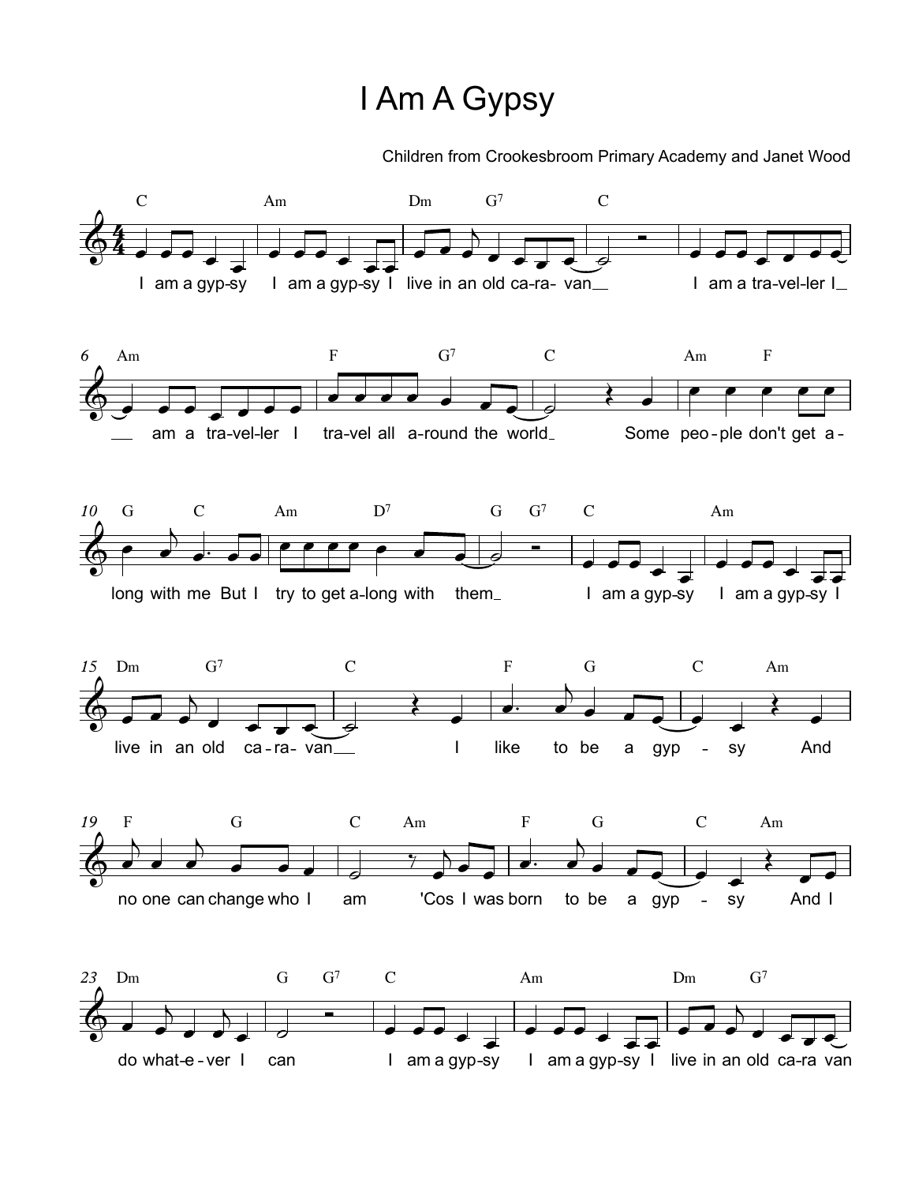# I Am A Gypsy

Children from Crookesbroom Primary Academy and Janet Wood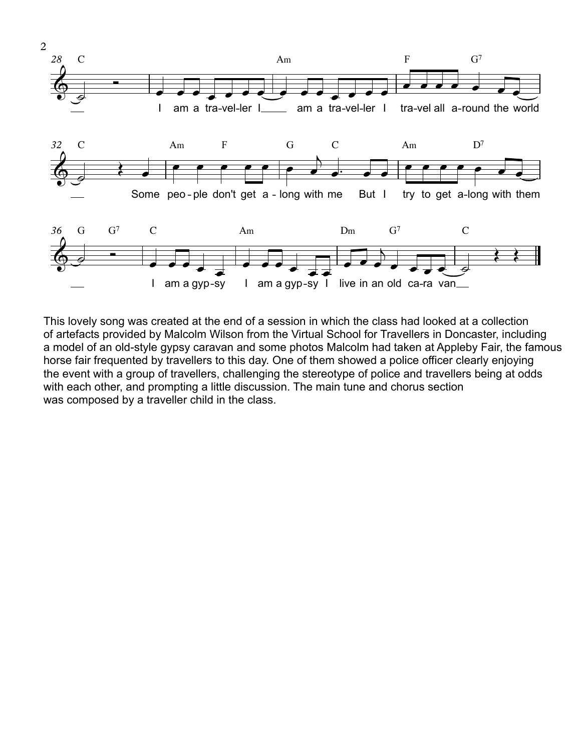This lovely song was created at the end of a session in which the class had looked at a collection of artefacts provided by Malcolm Wilson from the Virtual School for Travellers in Doncaster, including a model of an old-style gypsy caravan and some photos Malcolm had taken at Appleby Fair, the famous horse fair frequented by travellers to this day. One of them showed a police officer clearly enjoying the event with a group of travellers, challenging the stereotype of police and travellers being at odds with each other, and prompting a little discussion. The main tune and chorus section was composed by a traveller child in the class.